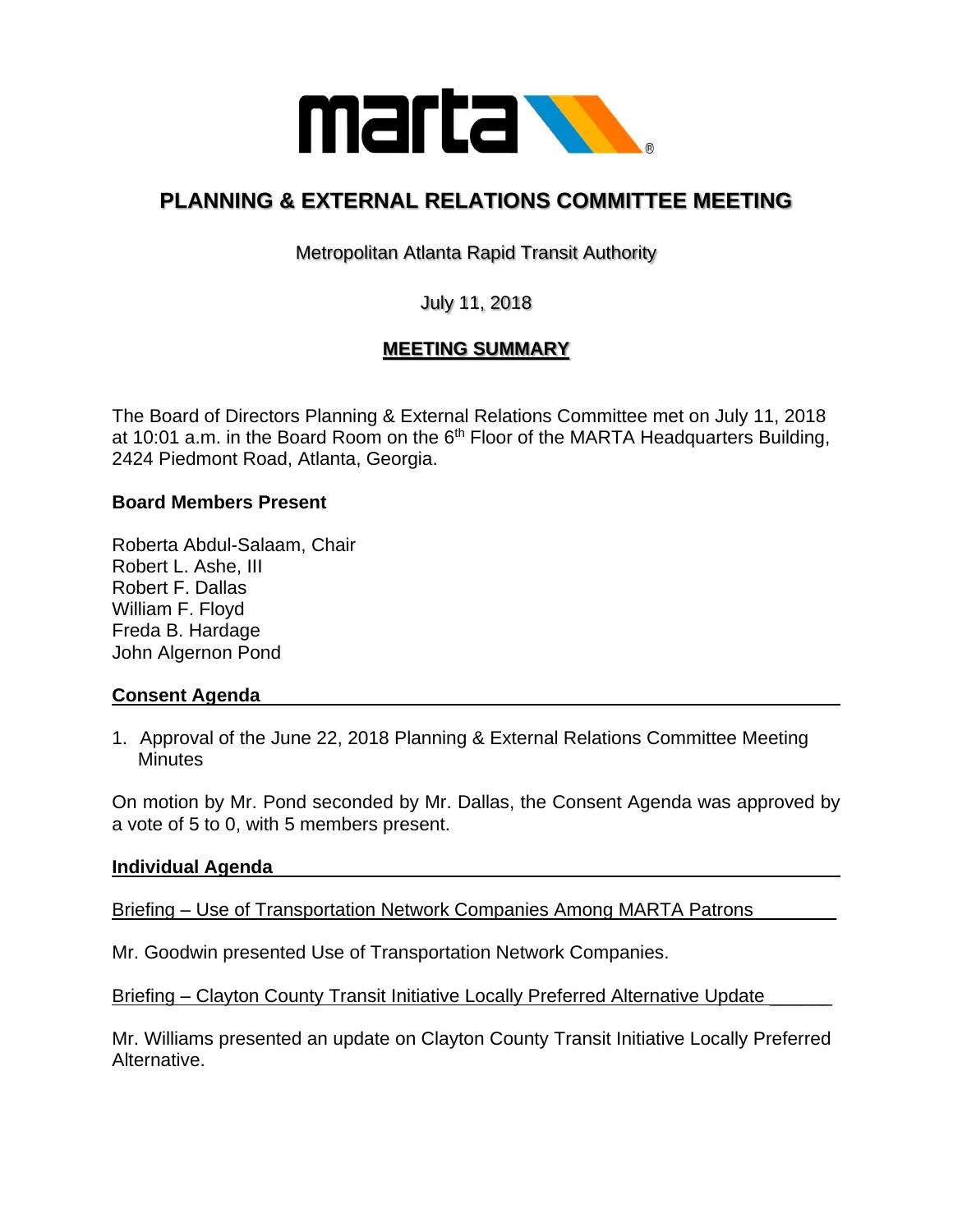# PLANNING & EXTERNAL RELATIONS COMMITTEE MEETING

Metropolitan Atlanta Rapid Transit Authority

July 11, 2018

## MEETING SUMMARY

The Board of Directors Planning & External Relations Committee met on July 11, 2018 at 10:01 a.m. in the Board Room on the 6th Floor of the MARTA Headquarters Building, 2424 Piedmont Road, Atlanta, Georgia.

**Board Members Present**

Roberta Abdul-Salaam, Chair
Robert L. Ashe, III
Robert F. Dallas
William F. Floyd
Freda B. Hardage
John Algernon Pond

**Consent Agenda**

1. Approval of the June 22, 2018 Planning & External Relations Committee Meeting Minutes

On motion by Mr. Pond seconded by Mr. Dallas, the Consent Agenda was approved by a vote of 5 to 0, with 5 members present.

**Individual Agenda**

Briefing – Use of Transportation Network Companies Among MARTA Patrons

Mr. Goodwin presented Use of Transportation Network Companies.

Briefing – Clayton County Transit Initiative Locally Preferred Alternative Update

Mr. Williams presented an update on Clayton County Transit Initiative Locally Preferred Alternative.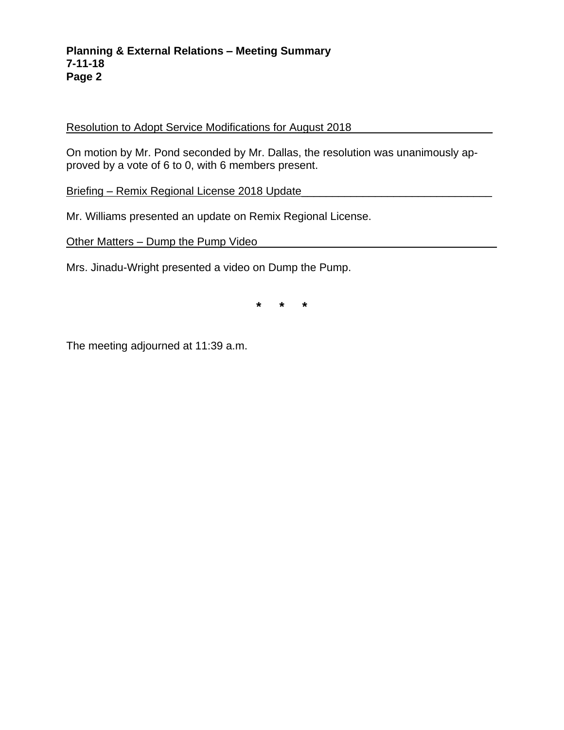Resolution to Adopt Service Modifications for August 2018

On motion by Mr. Pond seconded by Mr. Dallas, the resolution was unanimously approved by a vote of 6 to 0, with 6 members present.

Briefing – Remix Regional License 2018 Update

Mr. Williams presented an update on Remix Regional License.

Other Matters – Dump the Pump Video

Mrs. Jinadu-Wright presented a video on Dump the Pump.

\*   \*   \*

The meeting adjourned at 11:39 a.m.